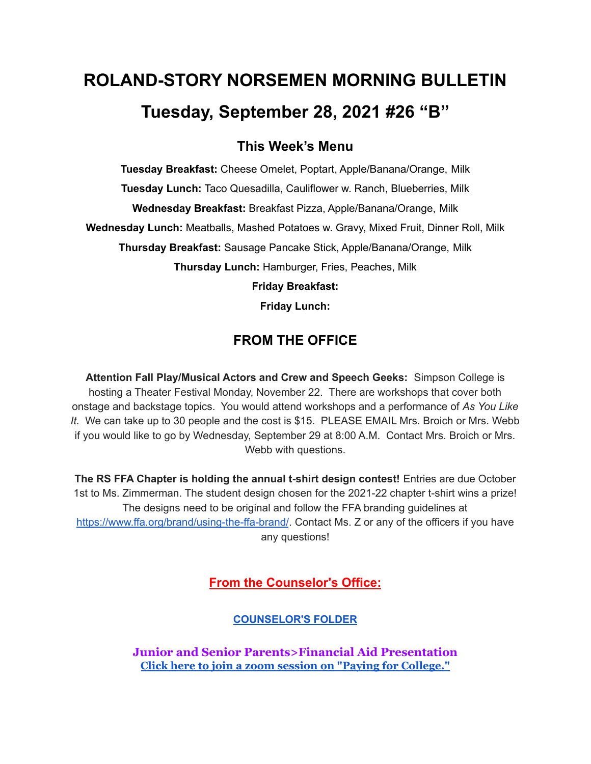# ROLAND-STORY NORSEMEN MORNING BULLETIN

# Tuesday, September 28, 2021 #26 "B"

## This Week's Menu

**Tuesday Breakfast:** Cheese Omelet, Poptart, Apple/Banana/Orange, Milk

**Tuesday Lunch:** Taco Quesadilla, Cauliflower w. Ranch, Blueberries, Milk

**Wednesday Breakfast:** Breakfast Pizza, Apple/Banana/Orange, Milk

**Wednesday Lunch:** Meatballs, Mashed Potatoes w. Gravy, Mixed Fruit, Dinner Roll, Milk

**Thursday Breakfast:** Sausage Pancake Stick, Apple/Banana/Orange, Milk

**Thursday Lunch:** Hamburger, Fries, Peaches, Milk

**Friday Breakfast:**

**Friday Lunch:**

## FROM THE OFFICE

**Attention Fall Play/Musical Actors and Crew and Speech Geeks:** Simpson College is hosting a Theater Festival Monday, November 22. There are workshops that cover both onstage and backstage topics. You would attend workshops and a performance of *As You Like It.* We can take up to 30 people and the cost is $15. PLEASE EMAIL Mrs. Broich or Mrs. Webb if you would like to go by Wednesday, September 29 at 8:00 A.M. Contact Mrs. Broich or Mrs. Webb with questions.

**The RS FFA Chapter is holding the annual t-shirt design contest!** Entries are due October 1st to Ms. Zimmerman. The student design chosen for the 2021-22 chapter t-shirt wins a prize! The designs need to be original and follow the FFA branding guidelines at https://www.ffa.org/brand/using-the-ffa-brand/. Contact Ms. Z or any of the officers if you have any questions!

## From the Counselor's Office:

**COUNSELOR'S FOLDER**

**Junior and Senior Parents>Financial Aid Presentation**

**Click here to join a zoom session on "Paying for College."**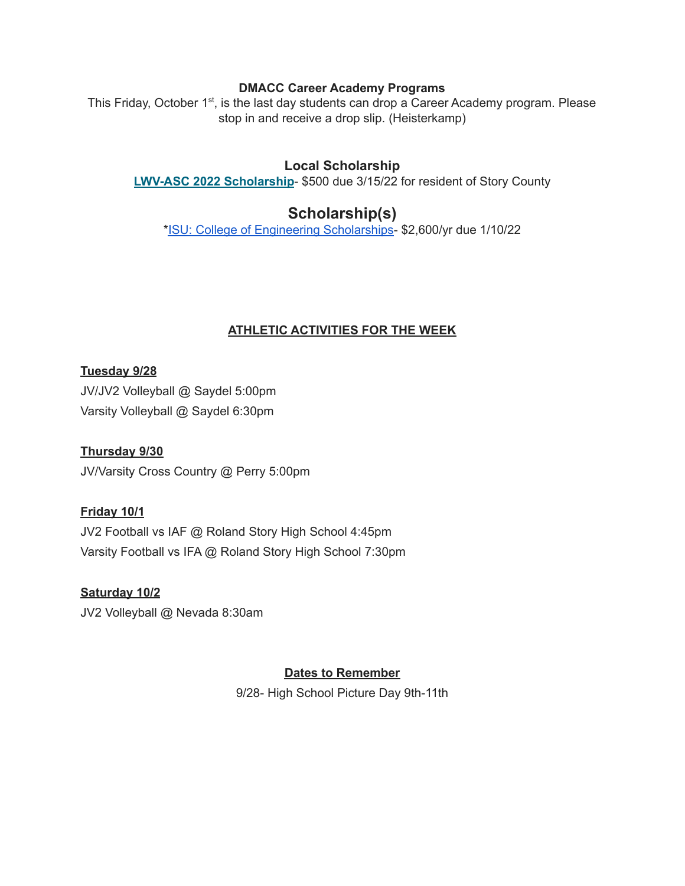**DMACC Career Academy Programs**

This Friday, October 1st, is the last day students can drop a Career Academy program. Please stop in and receive a drop slip. (Heisterkamp)

### Local Scholarship

**LWV-ASC 2022 Scholarship**- $500 due 3/15/22 for resident of Story County

## Scholarship(s)

*ISU: College of Engineering Scholarships- $2,600/yr due 1/10/22

### ATHLETIC ACTIVITIES FOR THE WEEK

**Tuesday 9/28**

JV/JV2 Volleyball @ Saydel 5:00pm

Varsity Volleyball @ Saydel 6:30pm

**Thursday 9/30**

JV/Varsity Cross Country @ Perry 5:00pm

**Friday 10/1**

JV2 Football vs IAF @ Roland Story High School 4:45pm

Varsity Football vs IFA @ Roland Story High School 7:30pm

**Saturday 10/2**

JV2 Volleyball @ Nevada 8:30am

### Dates to Remember

9/28- High School Picture Day 9th-11th